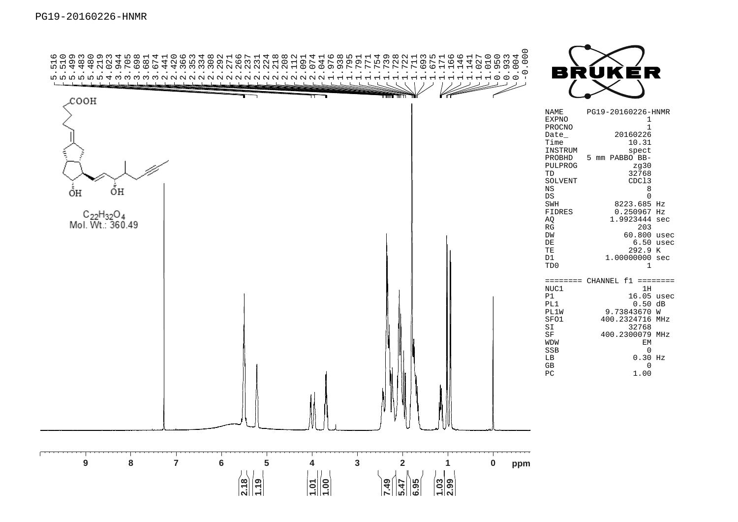PG19-20160226-HNMR

5.516
5.510
5.499
5.483
5.480
5.219
4.023
3.944
3.705
3.698
3.681
3.674
2.441
2.420
2.366
2.353
2.334
2.308
2.292
2.271
2.266
2.237
2.231
2.224
2.218
2.208
2.112
2.091
2.074
2.041
1.976
1.938
1.795
1.791
1.771
1.754
1.739
1.728
1.722
1.711
1.693
1.675
1.171
1.166
1.146
1.141
1.027
1.010
0.950
0.933
0.004
-0.000

COOH

OH   OH

$C_{22}H_{32}O_4$
Mol. Wt.: 360.49

BRUKER

| | |
|---|---|
| NAME | PG19-20160226-HNMR |
| EXPNO | 1 |
| PROCNO | 1 |
| Date_ | 20160226 |
| Time | 10.31 |
| INSTRUM | spect |
| PROBHD | 5 mm PABBO BB- |
| PULPROG | zg30 |
| TD | 32768 |
| SOLVENT | CDCl3 |
| NS | 8 |
| DS | 0 |
| SWH | 8223.685 Hz |
| FIDRES | 0.250967 Hz |
| AQ | 1.9923444 sec |
| RG | 203 |
| DW | 60.800 usec |
| DE | 6.50 usec |
| TE | 292.9 K |
| D1 | 1.00000000 sec |
| TD0 | 1 |

======== CHANNEL f1 ========

| | |
|---|---|
| NUC1 | 1H |
| P1 | 16.05 usec |
| PL1 | 0.50 dB |
| PL1W | 9.73843670 W |
| SFO1 | 400.2324716 MHz |
| SI | 32768 |
| SF | 400.2300079 MHz |
| WDW | EM |
| SSB | 0 |
| LB | 0.30 Hz |
| GB | 0 |
| PC | 1.00 |

9 8 7 6 5 4 3 2 1 0 ppm

2.18 1.19 1.01 1.00 7.49 5.47 6.95 1.03 2.99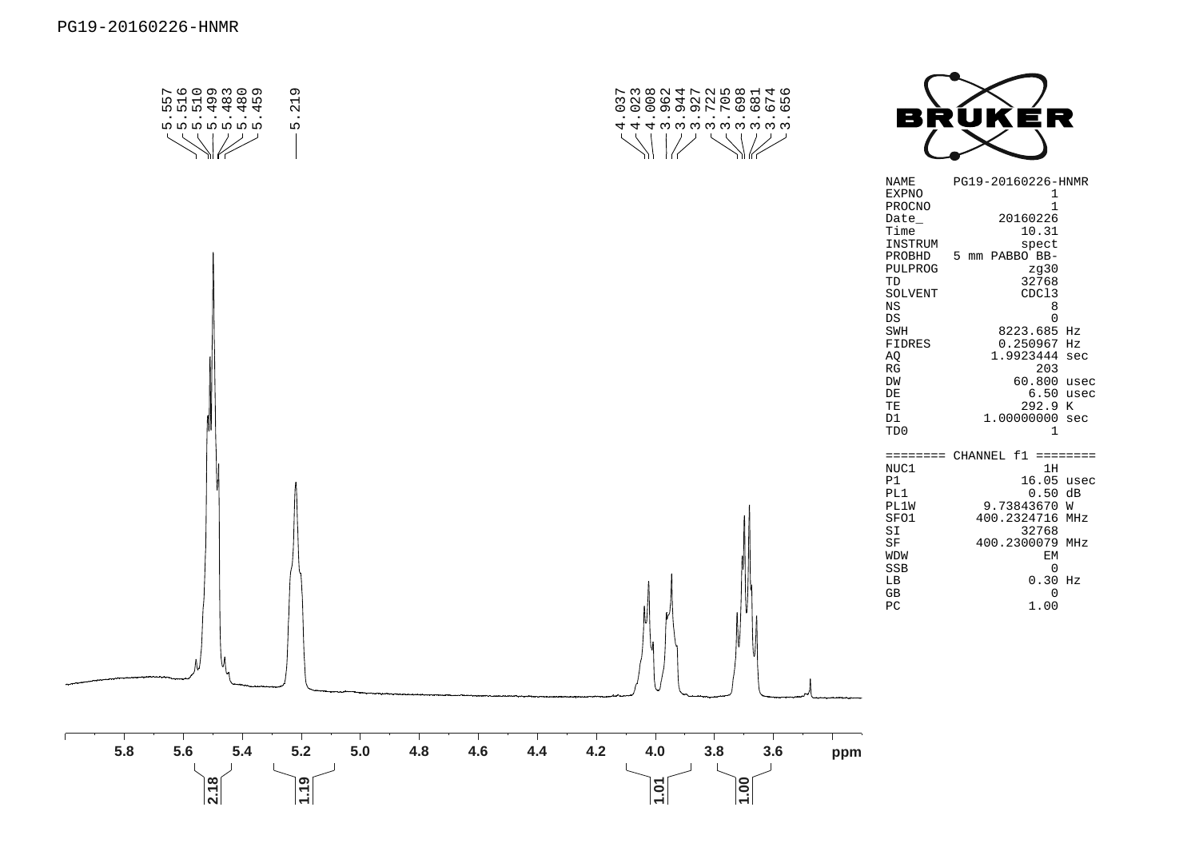PG19-20160226-HNMR

5.557
5.516
5.510
5.499
5.483
5.480
5.459
5.219

4.037
4.023
4.008
3.962
3.944
3.927
3.722
3.705
3.698
3.681
3.674
3.656

BRUKER

| | |
|---|---|
| NAME | PG19-20160226-HNMR |
| EXPNO | 1 |
| PROCNO | 1 |
| Date_ | 20160226 |
| Time | 10.31 |
| INSTRUM | spect |
| PROBHD | 5 mm PABBO BB- |
| PULPROG | zg30 |
| TD | 32768 |
| SOLVENT | CDCl3 |
| NS | 8 |
| DS | 0 |
| SWH | 8223.685 Hz |
| FIDRES | 0.250967 Hz |
| AQ | 1.9923444 sec |
| RG | 203 |
| DW | 60.800 usec |
| DE | 6.50 usec |
| TE | 292.9 K |
| D1 | 1.00000000 sec |
| TD0 | 1 |

======== CHANNEL f1 ========

| | |
|---|---|
| NUC1 | 1H |
| P1 | 16.05 usec |
| PL1 | 0.50 dB |
| PL1W | 9.73843670 W |
| SFO1 | 400.2324716 MHz |
| SI | 32768 |
| SF | 400.2300079 MHz |
| WDW | EM |
| SSB | 0 |
| LB | 0.30 Hz |
| GB | 0 |
| PC | 1.00 |

5.8 5.6 5.4 5.2 5.0 4.8 4.6 4.4 4.2 4.0 3.8 3.6 ppm

2.18 1.19 1.01 1.00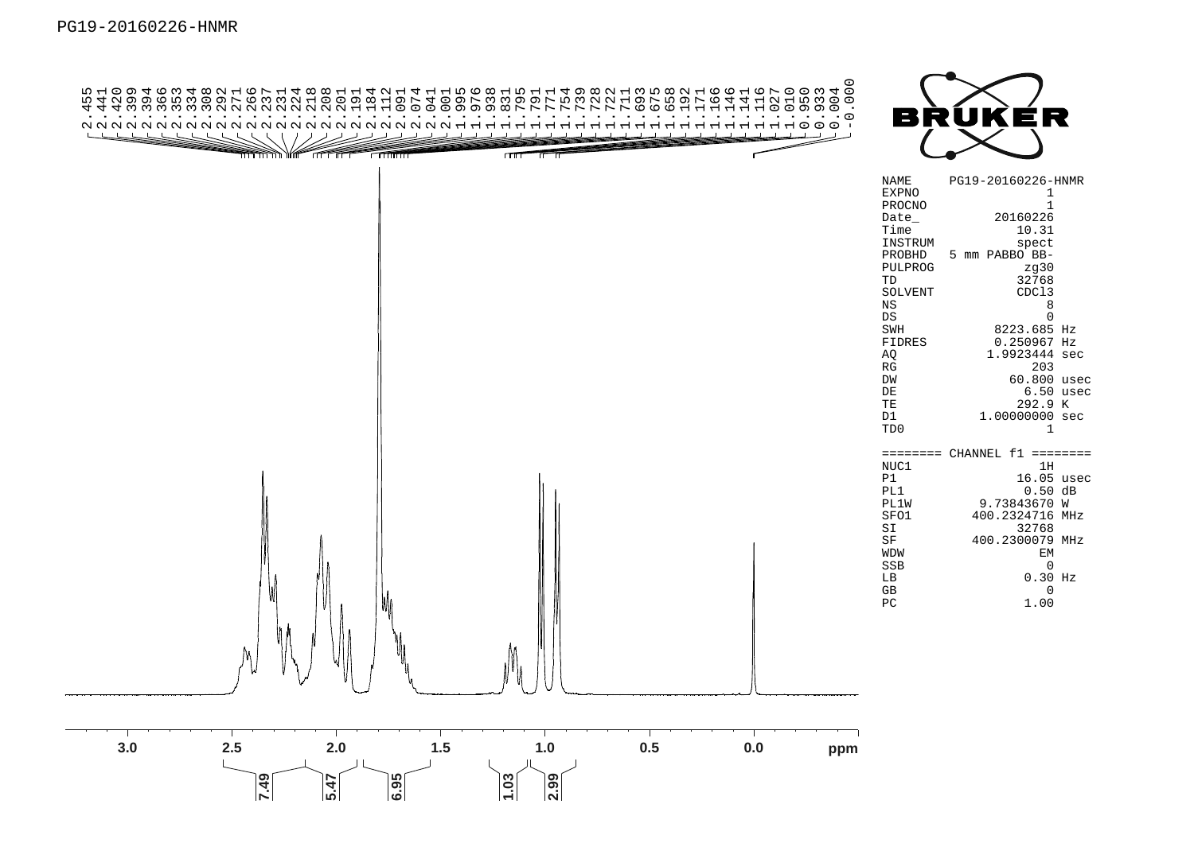PG19-20160226-HNMR

2.455
2.441
2.420
2.399
2.394
2.366
2.353
2.334
2.308
2.292
2.271
2.266
2.237
2.231
2.224
2.218
2.208
2.201
2.191
2.184
2.112
2.091
2.074
2.041
2.001
1.995
1.976
1.938
1.831
1.795
1.791
1.771
1.754
1.739
1.728
1.722
1.711
1.693
1.675
1.658
1.192
1.171
1.166
1.146
1.141
1.116
1.027
1.010
0.950
0.933
0.004
-0.000

BRUKER

```
NAME      PG19-20160226-HNMR
EXPNO                   1
PROCNO                  1
Date_            20160226
Time                10.31
INSTRUM             spect
PROBHD   5 mm PABBO BB-
PULPROG              zg30
TD                  32768
SOLVENT             CDCl3
NS                      8
DS                      0
SWH              8223.685 Hz
FIDRES           0.250967 Hz
AQ              1.9923444 sec
RG                    203
DW                 60.800 usec
DE                   6.50 usec
TE                  292.9 K
D1             1.00000000 sec
TD0                     1

======== CHANNEL f1 ========
NUC1                   1H
P1                  16.05 usec
PL1                  0.50 dB
PL1W           9.73843670 W
SFO1          400.2324716 MHz
SI                  32768
SF            400.2300079 MHz
WDW                    EM
SSB                     0
LB                   0.30 Hz
GB                      0
PC                   1.00
```

3.0
2.5
2.0
1.5
1.0
0.5
0.0
ppm

7.49
5.47
6.95
1.03
2.99